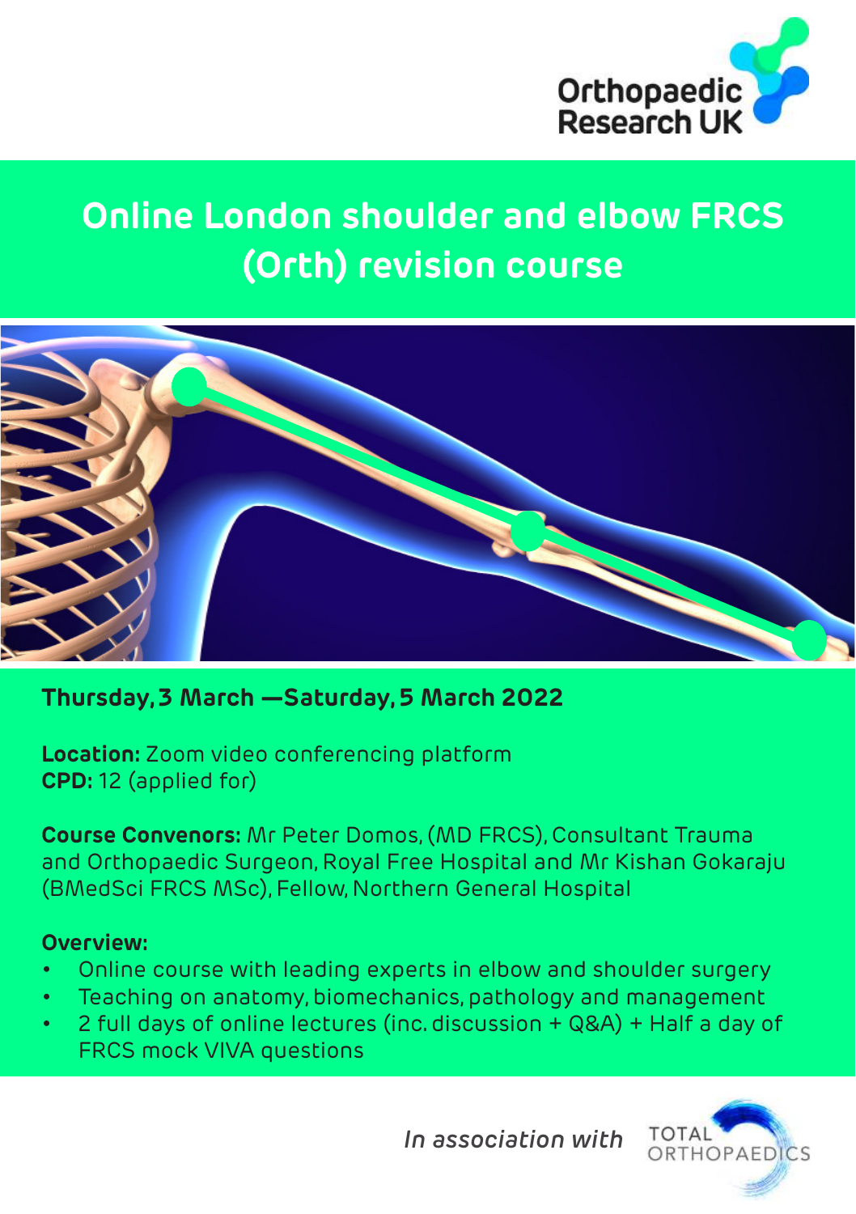Orthopaedic Research UK

# Online London shoulder and elbow FRCS (Orth) revision course

**Thursday, 3 March —Saturday, 5 March 2022**

**Location:** Zoom video conferencing platform
**CPD:** 12 (applied for)

**Course Convenors:** Mr Peter Domos, (MD FRCS), Consultant Trauma and Orthopaedic Surgeon, Royal Free Hospital and Mr Kishan Gokaraju (BMedSci FRCS MSc), Fellow, Northern General Hospital

**Overview:**

- Online course with leading experts in elbow and shoulder surgery
- Teaching on anatomy, biomechanics, pathology and management
- 2 full days of online lectures (inc. discussion + Q&A) + Half a day of FRCS mock VIVA questions

*In association with* TOTAL ORTHOPAEDICS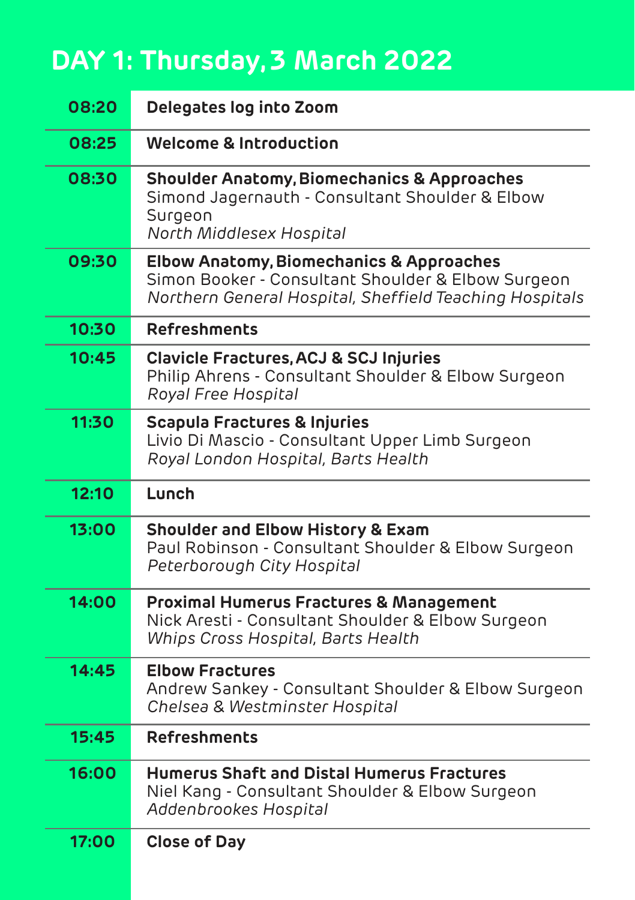# DAY 1: Thursday, 3 March 2022

| Time | Session |
| --- | --- |
| 08:20 | **Delegates log into Zoom** |
| 08:25 | **Welcome & Introduction** |
| 08:30 | **Shoulder Anatomy, Biomechanics & Approaches**<br>Simond Jagernauth - Consultant Shoulder & Elbow Surgeon<br>*North Middlesex Hospital* |
| 09:30 | **Elbow Anatomy, Biomechanics & Approaches**<br>Simon Booker - Consultant Shoulder & Elbow Surgeon<br>*Northern General Hospital, Sheffield Teaching Hospitals* |
| 10:30 | **Refreshments** |
| 10:45 | **Clavicle Fractures, ACJ & SCJ Injuries**<br>Philip Ahrens - Consultant Shoulder & Elbow Surgeon<br>*Royal Free Hospital* |
| 11:30 | **Scapula Fractures & Injuries**<br>Livio Di Mascio - Consultant Upper Limb Surgeon<br>*Royal London Hospital, Barts Health* |
| 12:10 | **Lunch** |
| 13:00 | **Shoulder and Elbow History & Exam**<br>Paul Robinson - Consultant Shoulder & Elbow Surgeon<br>*Peterborough City Hospital* |
| 14:00 | **Proximal Humerus Fractures & Management**<br>Nick Aresti - Consultant Shoulder & Elbow Surgeon<br>*Whips Cross Hospital, Barts Health* |
| 14:45 | **Elbow Fractures**<br>Andrew Sankey - Consultant Shoulder & Elbow Surgeon<br>*Chelsea & Westminster Hospital* |
| 15:45 | **Refreshments** |
| 16:00 | **Humerus Shaft and Distal Humerus Fractures**<br>Niel Kang - Consultant Shoulder & Elbow Surgeon<br>*Addenbrookes Hospital* |
| 17:00 | **Close of Day** |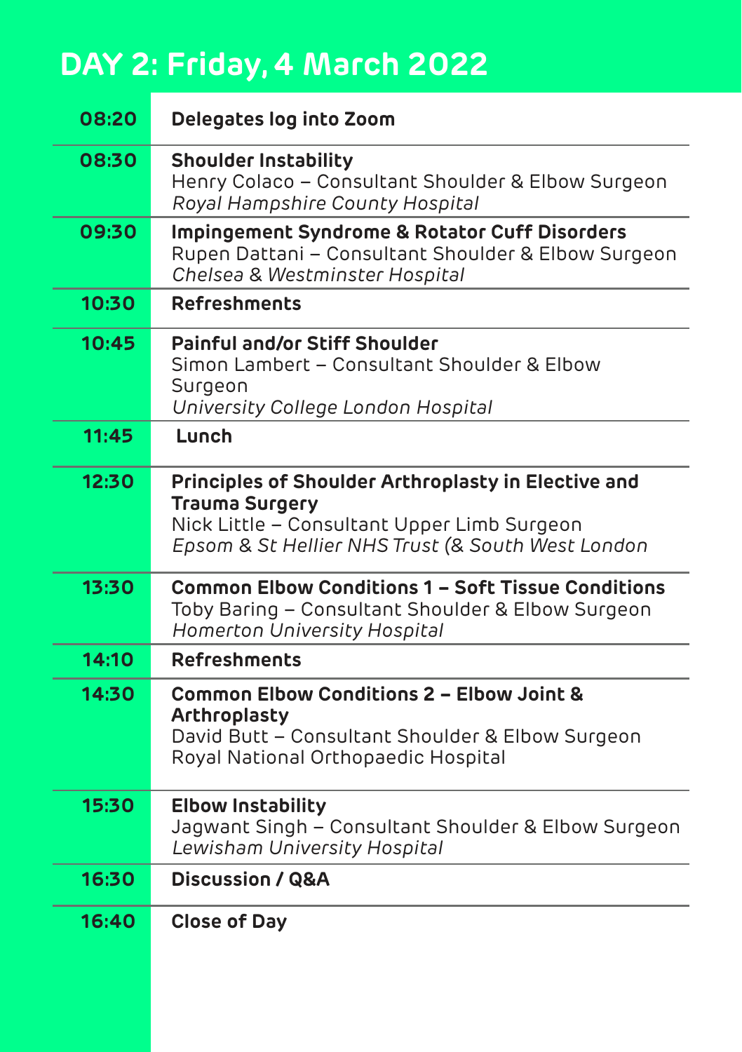# DAY 2: Friday, 4 March 2022

| Time | Session |
|---|---|
| 08:20 | **Delegates log into Zoom** |
| 08:30 | **Shoulder Instability**<br>Henry Colaco – Consultant Shoulder & Elbow Surgeon<br>*Royal Hampshire County Hospital* |
| 09:30 | **Impingement Syndrome & Rotator Cuff Disorders**<br>Rupen Dattani – Consultant Shoulder & Elbow Surgeon<br>*Chelsea & Westminster Hospital* |
| 10:30 | **Refreshments** |
| 10:45 | **Painful and/or Stiff Shoulder**<br>Simon Lambert – Consultant Shoulder & Elbow Surgeon<br>*University College London Hospital* |
| 11:45 | **Lunch** |
| 12:30 | **Principles of Shoulder Arthroplasty in Elective and Trauma Surgery**<br>Nick Little – Consultant Upper Limb Surgeon<br>*Epsom & St Hellier NHS Trust (& South West London* |
| 13:30 | **Common Elbow Conditions 1 – Soft Tissue Conditions**<br>Toby Baring – Consultant Shoulder & Elbow Surgeon<br>*Homerton University Hospital* |
| 14:10 | **Refreshments** |
| 14:30 | **Common Elbow Conditions 2 – Elbow Joint & Arthroplasty**<br>David Butt – Consultant Shoulder & Elbow Surgeon<br>Royal National Orthopaedic Hospital |
| 15:30 | **Elbow Instability**<br>Jagwant Singh – Consultant Shoulder & Elbow Surgeon<br>*Lewisham University Hospital* |
| 16:30 | **Discussion / Q&A** |
| 16:40 | **Close of Day** |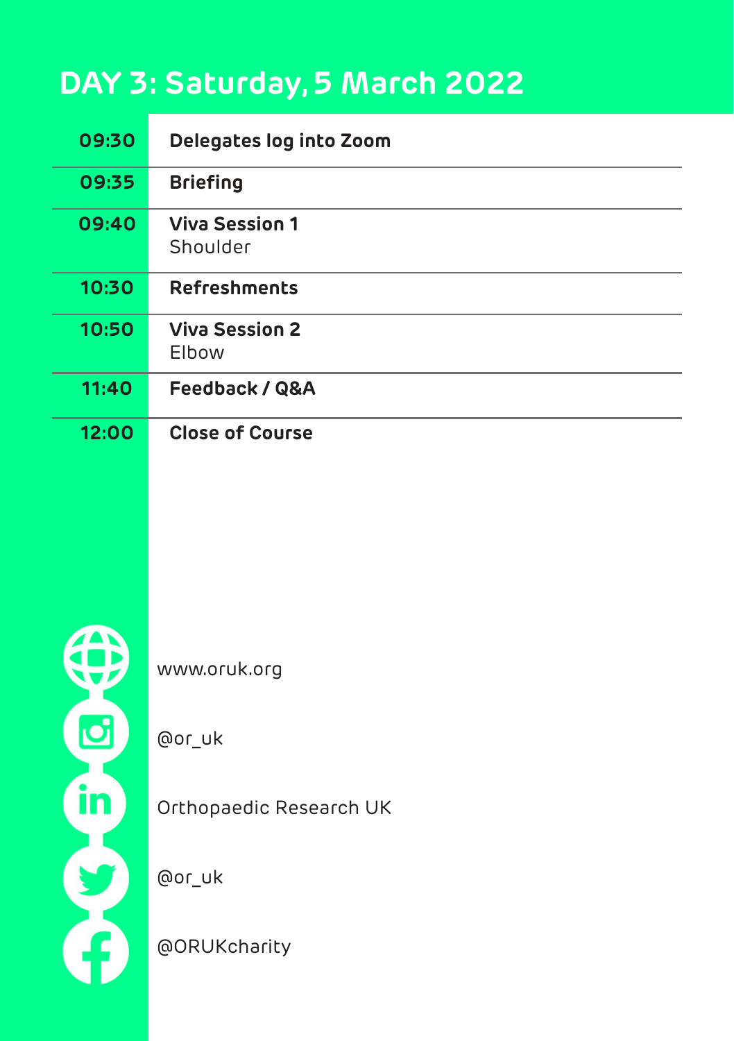# DAY 3: Saturday, 5 March 2022

| | |
|---|---|
| 09:30 | **Delegates log into Zoom** |
| 09:35 | **Briefing** |
| 09:40 | **Viva Session 1**<br>Shoulder |
| 10:30 | **Refreshments** |
| 10:50 | **Viva Session 2**<br>Elbow |
| 11:40 | **Feedback / Q&A** |
| 12:00 | **Close of Course** |

www.oruk.org

@or_uk

Orthopaedic Research UK

@or_uk

@ORUKcharity